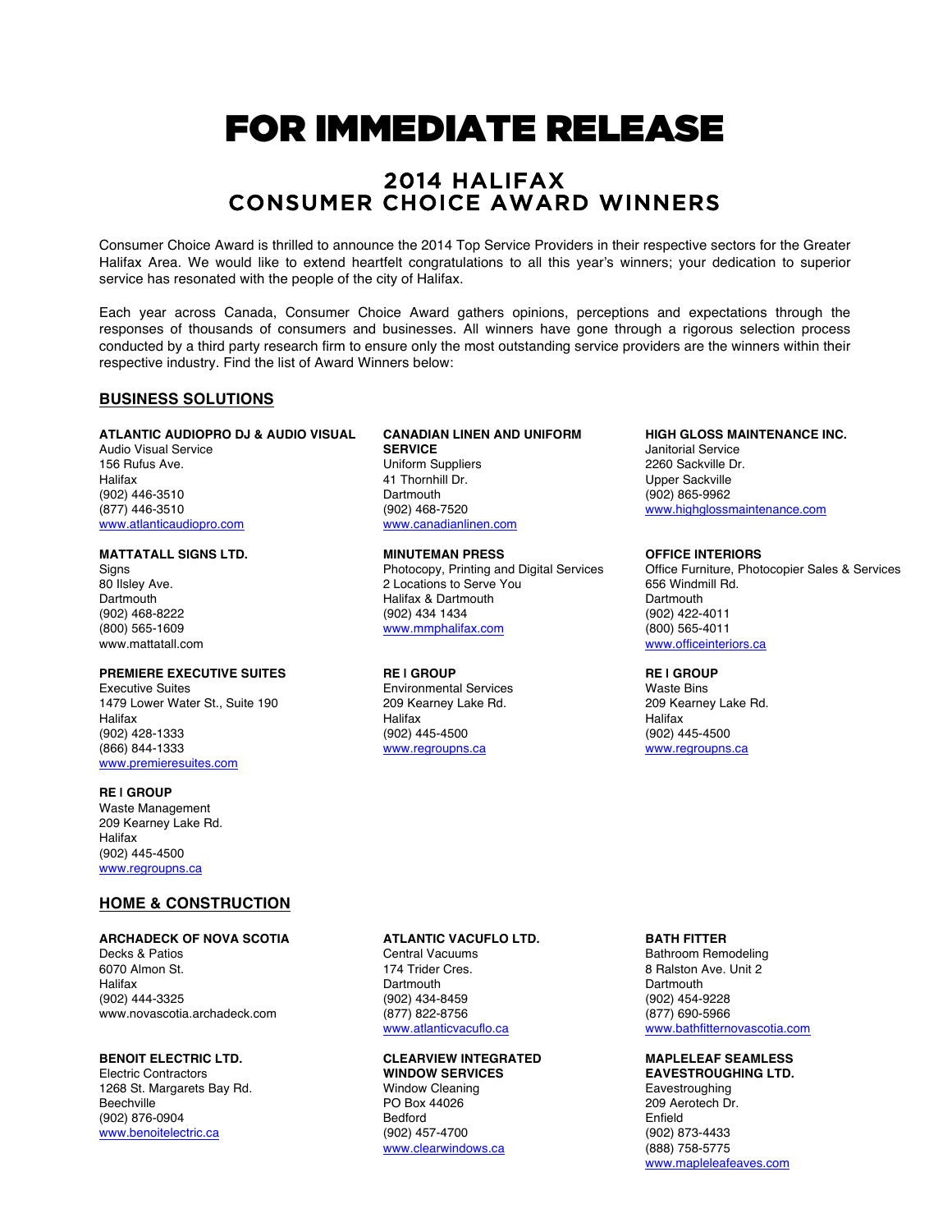# FOR IMMEDIATE RELEASE

## 2014 HALIFAX CONSUMER CHOICE AWARD WINNERS

Consumer Choice Award is thrilled to announce the 2014 Top Service Providers in their respective sectors for the Greater Halifax Area. We would like to extend heartfelt congratulations to all this year's winners; your dedication to superior service has resonated with the people of the city of Halifax.

Each year across Canada, Consumer Choice Award gathers opinions, perceptions and expectations through the responses of thousands of consumers and businesses. All winners have gone through a rigorous selection process conducted by a third party research firm to ensure only the most outstanding service providers are the winners within their respective industry. Find the list of Award Winners below:

### BUSINESS SOLUTIONS

**ATLANTIC AUDIOPRO DJ & AUDIO VISUAL**
Audio Visual Service
156 Rufus Ave.
Halifax
(902) 446-3510
(877) 446-3510
www.atlanticaudiopro.com

**CANADIAN LINEN AND UNIFORM SERVICE**
Uniform Suppliers
41 Thornhill Dr.
Dartmouth
(902) 468-7520
www.canadianlinen.com

**HIGH GLOSS MAINTENANCE INC.**
Janitorial Service
2260 Sackville Dr.
Upper Sackville
(902) 865-9962
www.highglossmaintenance.com

**MATTATALL SIGNS LTD.**
Signs
80 Ilsley Ave.
Dartmouth
(902) 468-8222
(800) 565-1609
www.mattatall.com

**MINUTEMAN PRESS**
Photocopy, Printing and Digital Services
2 Locations to Serve You
Halifax & Dartmouth
(902) 434 1434
www.mmphalifax.com

**OFFICE INTERIORS**
Office Furniture, Photocopier Sales & Services
656 Windmill Rd.
Dartmouth
(902) 422-4011
(800) 565-4011
www.officeinteriors.ca

**PREMIERE EXECUTIVE SUITES**
Executive Suites
1479 Lower Water St., Suite 190
Halifax
(902) 428-1333
(866) 844-1333
www.premieresuites.com

**RE I GROUP**
Environmental Services
209 Kearney Lake Rd.
Halifax
(902) 445-4500
www.regroupns.ca

**RE I GROUP**
Waste Bins
209 Kearney Lake Rd.
Halifax
(902) 445-4500
www.regroupns.ca

**RE I GROUP**
Waste Management
209 Kearney Lake Rd.
Halifax
(902) 445-4500
www.regroupns.ca

### HOME & CONSTRUCTION

**ARCHADECK OF NOVA SCOTIA**
Decks & Patios
6070 Almon St.
Halifax
(902) 444-3325
www.novascotia.archadeck.com

**ATLANTIC VACUFLO LTD.**
Central Vacuums
174 Trider Cres.
Dartmouth
(902) 434-8459
(877) 822-8756
www.atlanticvacuflo.ca

**BATH FITTER**
Bathroom Remodeling
8 Ralston Ave. Unit 2
Dartmouth
(902) 454-9228
(877) 690-5966
www.bathfitternovascotia.com

**BENOIT ELECTRIC LTD.**
Electric Contractors
1268 St. Margarets Bay Rd.
Beechville
(902) 876-0904
www.benoitelectric.ca

**CLEARVIEW INTEGRATED WINDOW SERVICES**
Window Cleaning
PO Box 44026
Bedford
(902) 457-4700
www.clearwindows.ca

**MAPLELEAF SEAMLESS EAVESTROUGHING LTD.**
Eavestroughing
209 Aerotech Dr.
Enfield
(902) 873-4433
(888) 758-5775
www.mapleleafeaves.com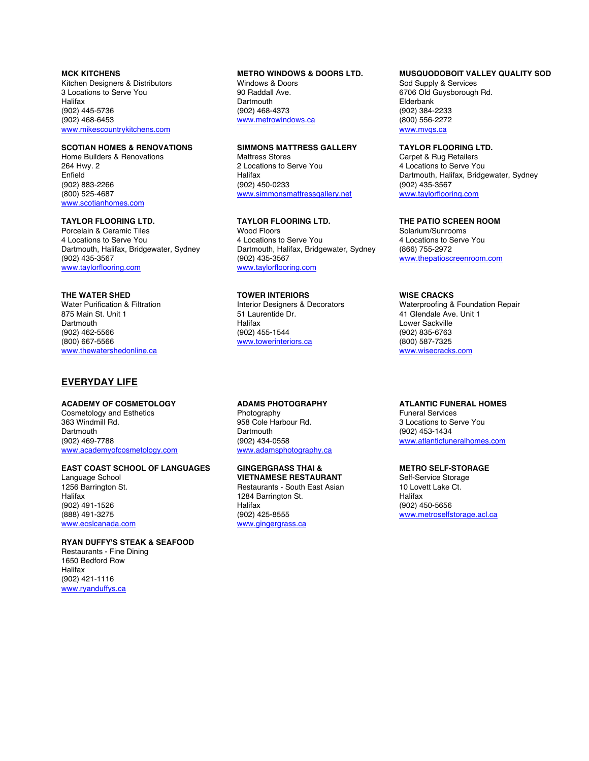**MCK KITCHENS**
Kitchen Designers & Distributors
3 Locations to Serve You
Halifax
(902) 445-5736
(902) 468-6453
www.mikescountrykitchens.com

**METRO WINDOWS & DOORS LTD.**
Windows & Doors
90 Raddall Ave.
Dartmouth
(902) 468-4373
www.metrowindows.ca

**MUSQUODOBOIT VALLEY QUALITY SOD**
Sod Supply & Services
6706 Old Guysborough Rd.
Elderbank
(902) 384-2233
(800) 556-2272
www.mvqs.ca

**SCOTIAN HOMES & RENOVATIONS**
Home Builders & Renovations
264 Hwy. 2
Enfield
(902) 883-2266
(800) 525-4687
www.scotianhomes.com

**SIMMONS MATTRESS GALLERY**
Mattress Stores
2 Locations to Serve You
Halifax
(902) 450-0233
www.simmonsmattressgallery.net

**TAYLOR FLOORING LTD.**
Carpet & Rug Retailers
4 Locations to Serve You
Dartmouth, Halifax, Bridgewater, Sydney
(902) 435-3567
www.taylorflooring.com

**TAYLOR FLOORING LTD.**
Porcelain & Ceramic Tiles
4 Locations to Serve You
Dartmouth, Halifax, Bridgewater, Sydney
(902) 435-3567
www.taylorflooring.com

**TAYLOR FLOORING LTD.**
Wood Floors
4 Locations to Serve You
Dartmouth, Halifax, Bridgewater, Sydney
(902) 435-3567
www.taylorflooring.com

**THE PATIO SCREEN ROOM**
Solarium/Sunrooms
4 Locations to Serve You
(866) 755-2972
www.thepatioscreenroom.com

**THE WATER SHED**
Water Purification & Filtration
875 Main St. Unit 1
Dartmouth
(902) 462-5566
(800) 667-5566
www.thewatershedonline.ca

**TOWER INTERIORS**
Interior Designers & Decorators
51 Laurentide Dr.
Halifax
(902) 455-1544
www.towerinteriors.ca

**WISE CRACKS**
Waterproofing & Foundation Repair
41 Glendale Ave. Unit 1
Lower Sackville
(902) 835-6763
(800) 587-7325
www.wisecracks.com

## EVERYDAY LIFE

**ACADEMY OF COSMETOLOGY**
Cosmetology and Esthetics
363 Windmill Rd.
Dartmouth
(902) 469-7788
www.academyofcosmetology.com

**ADAMS PHOTOGRAPHY**
Photography
958 Cole Harbour Rd.
Dartmouth
(902) 434-0558
www.adamsphotography.ca

**ATLANTIC FUNERAL HOMES**
Funeral Services
3 Locations to Serve You
(902) 453-1434
www.atlanticfuneralhomes.com

**EAST COAST SCHOOL OF LANGUAGES**
Language School
1256 Barrington St.
Halifax
(902) 491-1526
(888) 491-3275
www.ecslcanada.com

**GINGERGRASS THAI & VIETNAMESE RESTAURANT**
Restaurants - South East Asian
1284 Barrington St.
Halifax
(902) 425-8555
www.gingergrass.ca

**METRO SELF-STORAGE**
Self-Service Storage
10 Lovett Lake Ct.
Halifax
(902) 450-5656
www.metroselfstorage.acl.ca

**RYAN DUFFY'S STEAK & SEAFOOD**
Restaurants - Fine Dining
1650 Bedford Row
Halifax
(902) 421-1116
www.ryanduffys.ca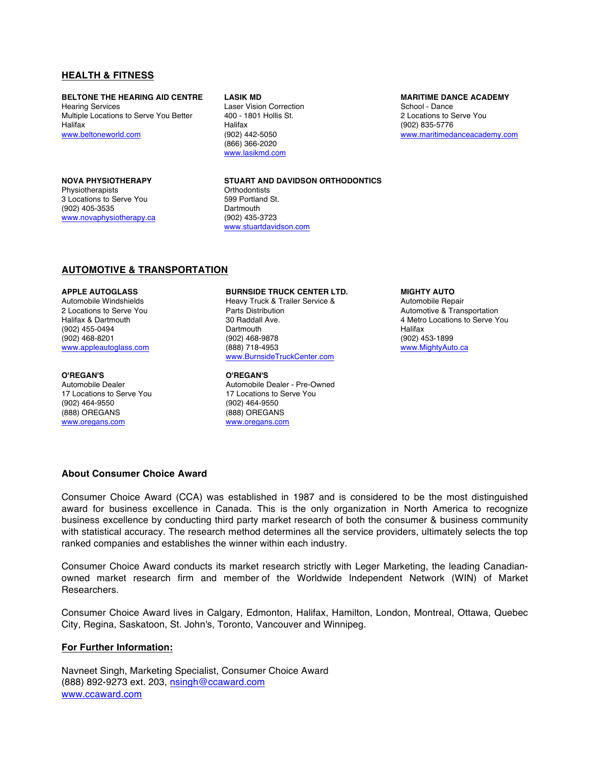## HEALTH & FITNESS

**BELTONE THE HEARING AID CENTRE**
Hearing Services
Multiple Locations to Serve You Better
Halifax
www.beltoneworld.com

**LASIK MD**
Laser Vision Correction
400 - 1801 Hollis St.
Halifax
(902) 442-5050
(866) 366-2020
www.lasikmd.com

**MARITIME DANCE ACADEMY**
School - Dance
2 Locations to Serve You
(902) 835-5776
www.maritimedanceacademy.com

**NOVA PHYSIOTHERAPY**
Physiotherapists
3 Locations to Serve You
(902) 405-3535
www.novaphysiotherapy.ca

**STUART AND DAVIDSON ORTHODONTICS**
Orthodontists
599 Portland St.
Dartmouth
(902) 435-3723
www.stuartdavidson.com

## AUTOMOTIVE & TRANSPORTATION

**APPLE AUTOGLASS**
Automobile Windshields
2 Locations to Serve You
Halifax & Dartmouth
(902) 455-0494
(902) 468-8201
www.appleautoglass.com

**BURNSIDE TRUCK CENTER LTD.**
Heavy Truck & Trailer Service &
Parts Distribution
30 Raddall Ave.
Dartmouth
(902) 468-9878
(888) 718-4953
www.BurnsideTruckCenter.com

**MIGHTY AUTO**
Automobile Repair
Automotive & Transportation
4 Metro Locations to Serve You
Halifax
(902) 453-1899
www.MightyAuto.ca

**O'REGAN'S**
Automobile Dealer
17 Locations to Serve You
(902) 464-9550
(888) OREGANS
www.oregans.com

**O'REGAN'S**
Automobile Dealer - Pre-Owned
17 Locations to Serve You
(902) 464-9550
(888) OREGANS
www.oregans.com

### About Consumer Choice Award

Consumer Choice Award (CCA) was established in 1987 and is considered to be the most distinguished award for business excellence in Canada. This is the only organization in North America to recognize business excellence by conducting third party market research of both the consumer & business community with statistical accuracy. The research method determines all the service providers, ultimately selects the top ranked companies and establishes the winner within each industry.

Consumer Choice Award conducts its market research strictly with Leger Marketing, the leading Canadian-owned market research firm and member of the Worldwide Independent Network (WIN) of Market Researchers.

Consumer Choice Award lives in Calgary, Edmonton, Halifax, Hamilton, London, Montreal, Ottawa, Quebec City, Regina, Saskatoon, St. John's, Toronto, Vancouver and Winnipeg.

**For Further Information:**

Navneet Singh, Marketing Specialist, Consumer Choice Award
(888) 892-9273 ext. 203, nsingh@ccaward.com
www.ccaward.com